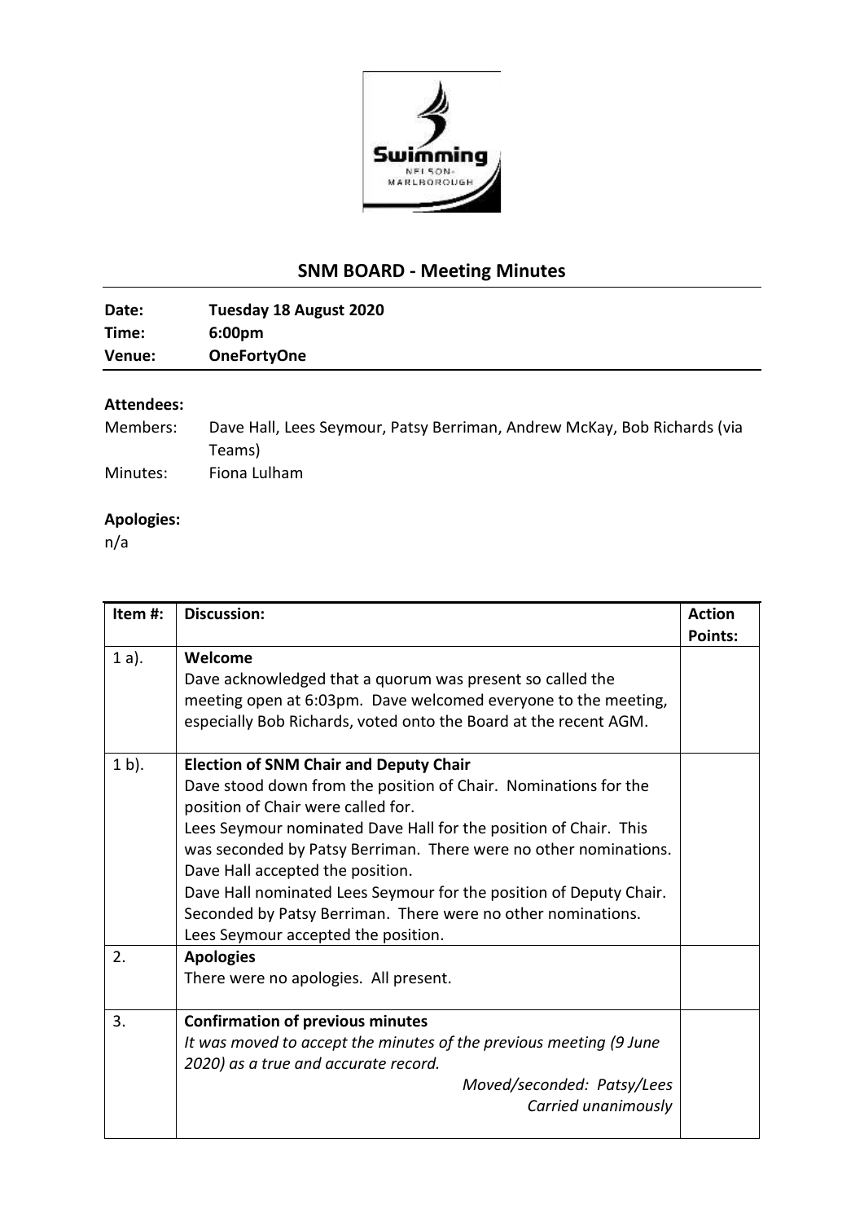## SNM BOARD - Meeting Minutes

**Date:** Tuesday 18 August 2020
**Time:** 6:00pm
**Venue:** OneFortyOne

### Attendees:

Members: Dave Hall, Lees Seymour, Patsy Berriman, Andrew McKay, Bob Richards (via Teams)
Minutes: Fiona Lulham

### Apologies:

n/a

| Item #: | Discussion: | Action Points: |
|---|---|---|
| 1 a). | **Welcome**<br>Dave acknowledged that a quorum was present so called the meeting open at 6:03pm. Dave welcomed everyone to the meeting, especially Bob Richards, voted onto the Board at the recent AGM. | |
| 1 b). | **Election of SNM Chair and Deputy Chair**<br>Dave stood down from the position of Chair. Nominations for the position of Chair were called for.<br>Lees Seymour nominated Dave Hall for the position of Chair. This was seconded by Patsy Berriman. There were no other nominations. Dave Hall accepted the position.<br>Dave Hall nominated Lees Seymour for the position of Deputy Chair. Seconded by Patsy Berriman. There were no other nominations. Lees Seymour accepted the position. | |
| 2. | **Apologies**<br>There were no apologies. All present. | |
| 3. | **Confirmation of previous minutes**<br>*It was moved to accept the minutes of the previous meeting (9 June 2020) as a true and accurate record.*<br>*Moved/seconded: Patsy/Lees*<br>*Carried unanimously* | |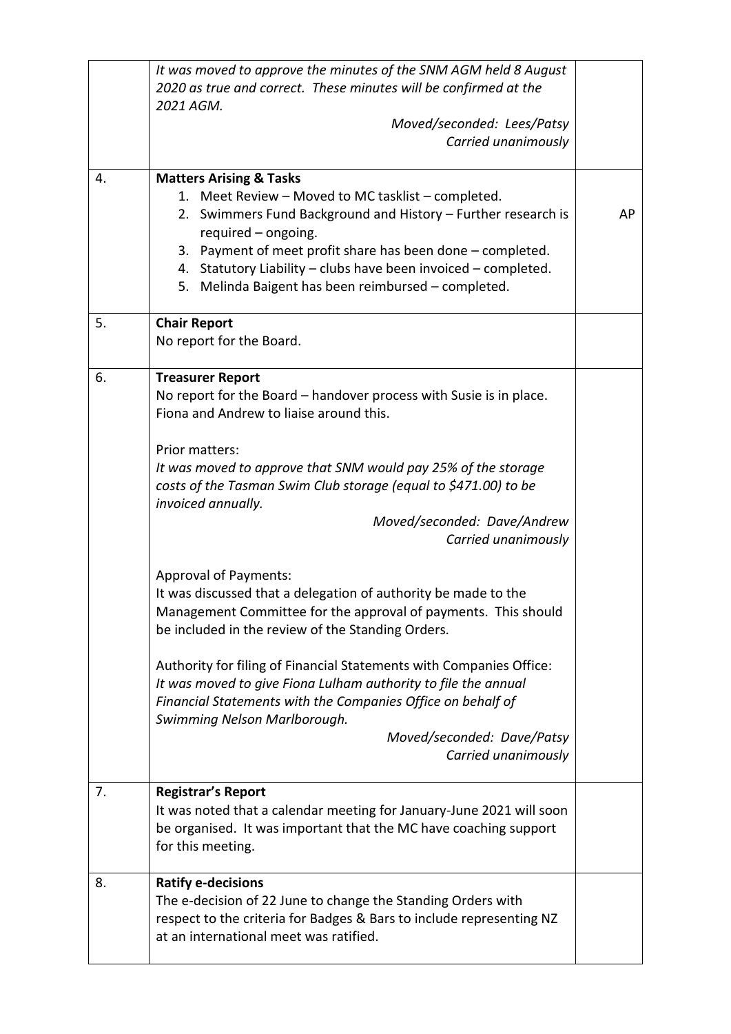| | | |
|---|---|---|
| | *It was moved to approve the minutes of the SNM AGM held 8 August 2020 as true and correct. These minutes will be confirmed at the 2021 AGM.*<br>*Moved/seconded: Lees/Patsy*<br>*Carried unanimously* | |
| 4. | **Matters Arising & Tasks**<br>1. Meet Review – Moved to MC tasklist – completed.<br>2. Swimmers Fund Background and History – Further research is required – ongoing.<br>3. Payment of meet profit share has been done – completed.<br>4. Statutory Liability – clubs have been invoiced – completed.<br>5. Melinda Baigent has been reimbursed – completed. | AP |
| 5. | **Chair Report**<br>No report for the Board. | |
| 6. | **Treasurer Report**<br>No report for the Board – handover process with Susie is in place. Fiona and Andrew to liaise around this.<br><br>Prior matters:<br>*It was moved to approve that SNM would pay 25% of the storage costs of the Tasman Swim Club storage (equal to $471.00) to be invoiced annually.*<br>*Moved/seconded: Dave/Andrew*<br>*Carried unanimously*<br><br>Approval of Payments:<br>It was discussed that a delegation of authority be made to the Management Committee for the approval of payments. This should be included in the review of the Standing Orders.<br><br>Authority for filing of Financial Statements with Companies Office:<br>*It was moved to give Fiona Lulham authority to file the annual Financial Statements with the Companies Office on behalf of Swimming Nelson Marlborough.*<br>*Moved/seconded: Dave/Patsy*<br>*Carried unanimously* | |
| 7. | **Registrar's Report**<br>It was noted that a calendar meeting for January-June 2021 will soon be organised. It was important that the MC have coaching support for this meeting. | |
| 8. | **Ratify e-decisions**<br>The e-decision of 22 June to change the Standing Orders with respect to the criteria for Badges & Bars to include representing NZ at an international meet was ratified. | |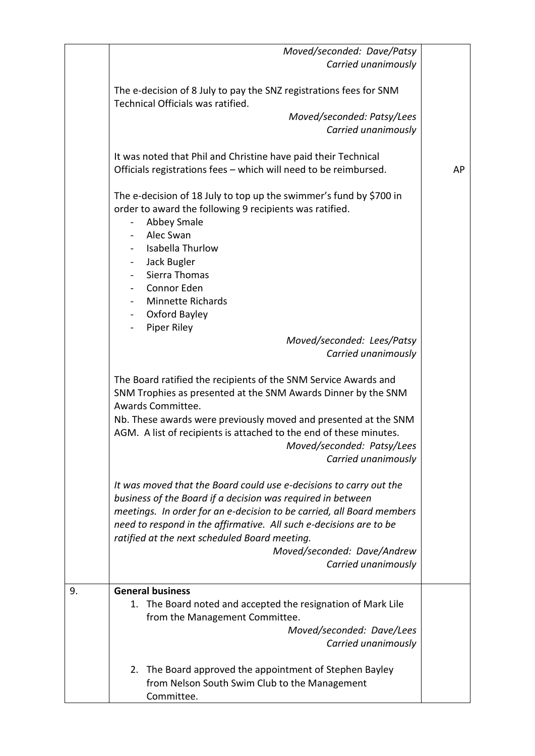| | | |
|---|---|---|
| | *Moved/seconded: Dave/Patsy*<br>*Carried unanimously*<br><br>The e-decision of 8 July to pay the SNZ registrations fees for SNM Technical Officials was ratified.<br>*Moved/seconded: Patsy/Lees*<br>*Carried unanimously*<br><br>It was noted that Phil and Christine have paid their Technical Officials registrations fees – which will need to be reimbursed.<br><br>The e-decision of 18 July to top up the swimmer's fund by $700 in order to award the following 9 recipients was ratified.<br>- Abbey Smale<br>- Alec Swan<br>- Isabella Thurlow<br>- Jack Bugler<br>- Sierra Thomas<br>- Connor Eden<br>- Minnette Richards<br>- Oxford Bayley<br>- Piper Riley<br><br>*Moved/seconded: Lees/Patsy*<br>*Carried unanimously*<br><br>The Board ratified the recipients of the SNM Service Awards and SNM Trophies as presented at the SNM Awards Dinner by the SNM Awards Committee.<br>Nb. These awards were previously moved and presented at the SNM AGM. A list of recipients is attached to the end of these minutes.<br>*Moved/seconded: Patsy/Lees*<br>*Carried unanimously*<br><br>*It was moved that the Board could use e-decisions to carry out the business of the Board if a decision was required in between meetings. In order for an e-decision to be carried, all Board members need to respond in the affirmative. All such e-decisions are to be ratified at the next scheduled Board meeting.*<br>*Moved/seconded: Dave/Andrew*<br>*Carried unanimously* | AP |
| 9. | **General business**<br>1. The Board noted and accepted the resignation of Mark Lile from the Management Committee.<br>*Moved/seconded: Dave/Lees*<br>*Carried unanimously*<br><br>2. The Board approved the appointment of Stephen Bayley from Nelson South Swim Club to the Management Committee. | |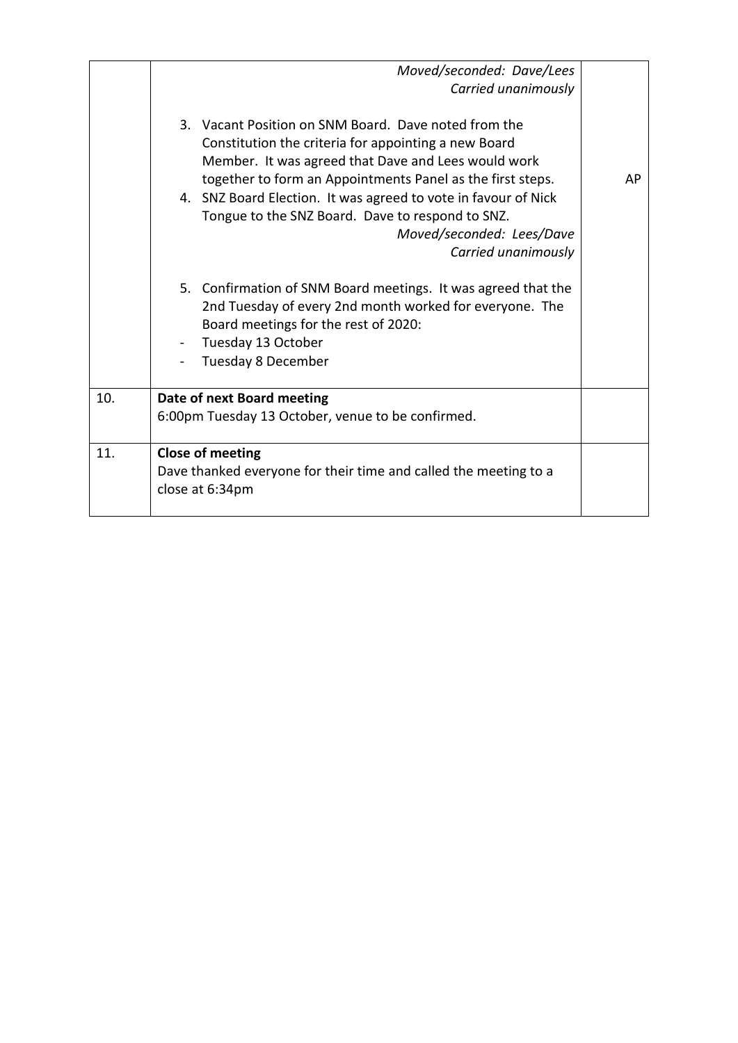| | | |
|---|---|---|
| | *Moved/seconded: Dave/Lees*<br>*Carried unanimously*<br><br>3. Vacant Position on SNM Board. Dave noted from the Constitution the criteria for appointing a new Board Member. It was agreed that Dave and Lees would work together to form an Appointments Panel as the first steps.<br>4. SNZ Board Election. It was agreed to vote in favour of Nick Tongue to the SNZ Board. Dave to respond to SNZ.<br>*Moved/seconded: Lees/Dave*<br>*Carried unanimously*<br><br>5. Confirmation of SNM Board meetings. It was agreed that the 2nd Tuesday of every 2nd month worked for everyone. The Board meetings for the rest of 2020:<br>- Tuesday 13 October<br>- Tuesday 8 December | AP |
| 10. | **Date of next Board meeting**<br>6:00pm Tuesday 13 October, venue to be confirmed. | |
| 11. | **Close of meeting**<br>Dave thanked everyone for their time and called the meeting to a close at 6:34pm | |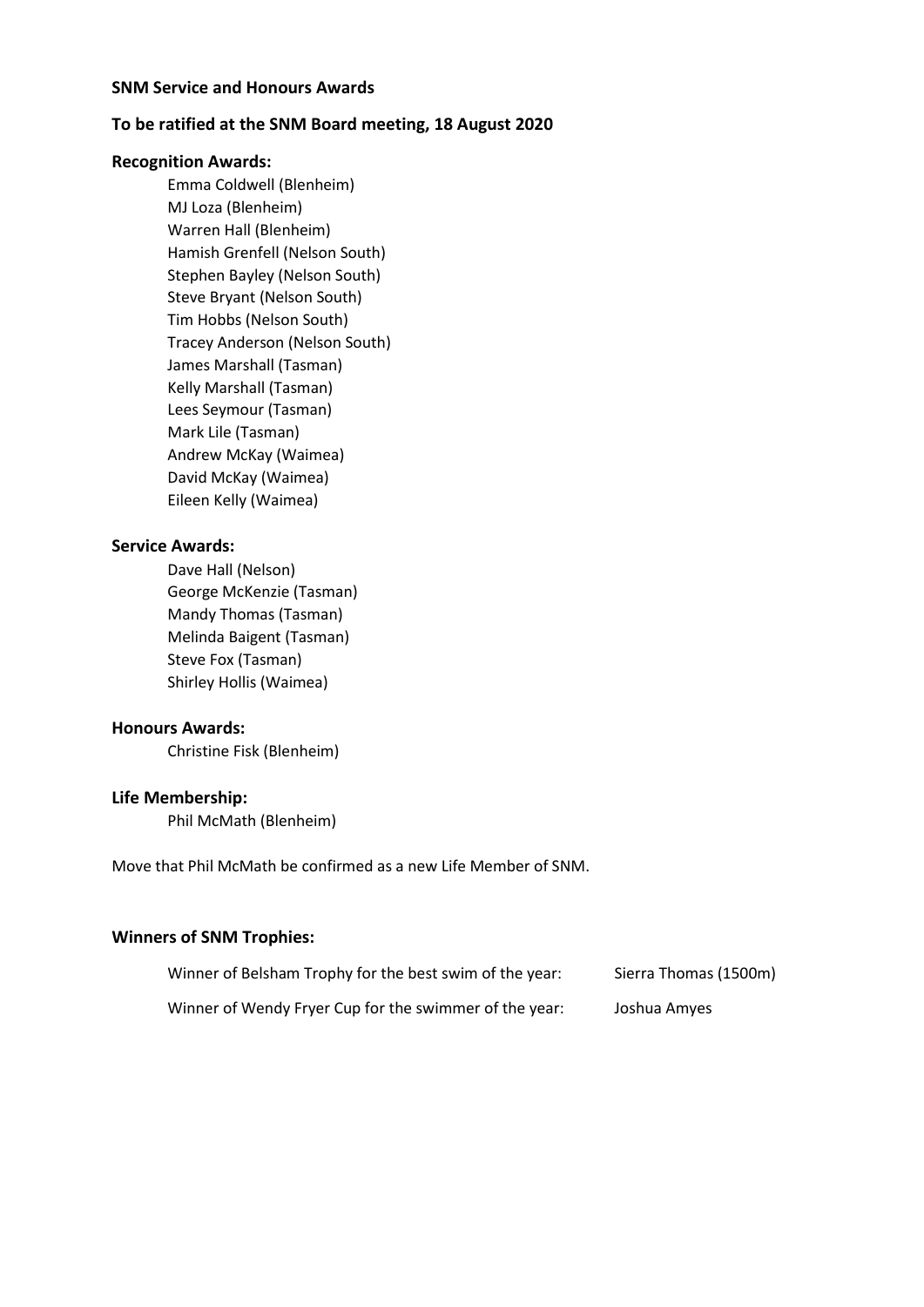**SNM Service and Honours Awards**

**To be ratified at the SNM Board meeting, 18 August 2020**

## Recognition Awards:

Emma Coldwell (Blenheim)
MJ Loza (Blenheim)
Warren Hall (Blenheim)
Hamish Grenfell (Nelson South)
Stephen Bayley (Nelson South)
Steve Bryant (Nelson South)
Tim Hobbs (Nelson South)
Tracey Anderson (Nelson South)
James Marshall (Tasman)
Kelly Marshall (Tasman)
Lees Seymour (Tasman)
Mark Lile (Tasman)
Andrew McKay (Waimea)
David McKay (Waimea)
Eileen Kelly (Waimea)

## Service Awards:

Dave Hall (Nelson)
George McKenzie (Tasman)
Mandy Thomas (Tasman)
Melinda Baigent (Tasman)
Steve Fox (Tasman)
Shirley Hollis (Waimea)

## Honours Awards:

Christine Fisk (Blenheim)

## Life Membership:

Phil McMath (Blenheim)

Move that Phil McMath be confirmed as a new Life Member of SNM.

## Winners of SNM Trophies:

| | |
|---|---|
| Winner of Belsham Trophy for the best swim of the year: | Sierra Thomas (1500m) |
| Winner of Wendy Fryer Cup for the swimmer of the year: | Joshua Amyes |